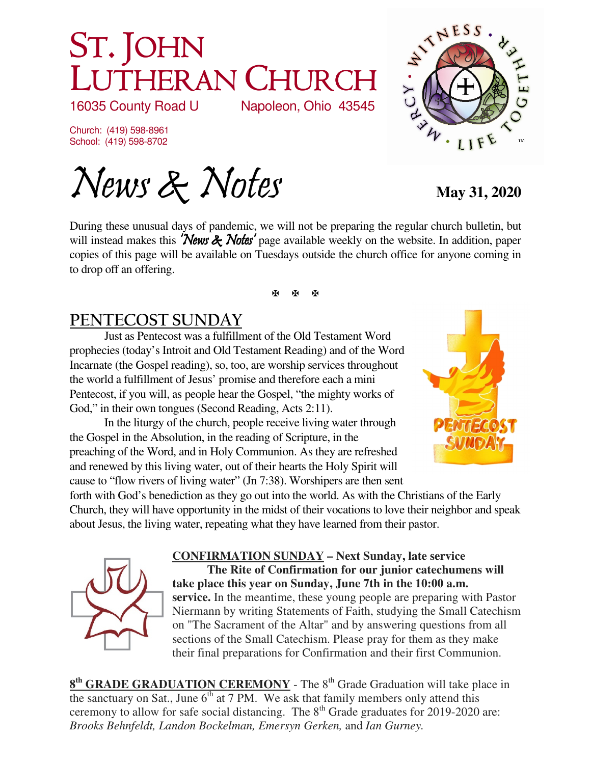# ST. JOHN LUTHERAN CHURCH

16035 County Road U Napoleon, Ohio 43545

Church: (419) 598-8961
School: (419) 598-8702

# *News & Notes*

**May 31, 2020**

During these unusual days of pandemic, we will not be preparing the regular church bulletin, but will instead makes this *'News & Notes'* page available weekly on the website. In addition, paper copies of this page will be available on Tuesdays outside the church office for anyone coming in to drop off an offering.

✠ ✠ ✠

## PENTECOST SUNDAY

Just as Pentecost was a fulfillment of the Old Testament Word prophecies (today's Introit and Old Testament Reading) and of the Word Incarnate (the Gospel reading), so, too, are worship services throughout the world a fulfillment of Jesus' promise and therefore each a mini Pentecost, if you will, as people hear the Gospel, "the mighty works of God," in their own tongues (Second Reading, Acts 2:11).

In the liturgy of the church, people receive living water through the Gospel in the Absolution, in the reading of Scripture, in the preaching of the Word, and in Holy Communion. As they are refreshed and renewed by this living water, out of their hearts the Holy Spirit will cause to "flow rivers of living water" (Jn 7:38). Worshipers are then sent forth with God's benediction as they go out into the world. As with the Christians of the Early Church, they will have opportunity in the midst of their vocations to love their neighbor and speak about Jesus, the living water, repeating what they have learned from their pastor.

**CONFIRMATION SUNDAY – Next Sunday, late service**

**The Rite of Confirmation for our junior catechumens will take place this year on Sunday, June 7th in the 10:00 a.m. service.** In the meantime, these young people are preparing with Pastor Niermann by writing Statements of Faith, studying the Small Catechism on "The Sacrament of the Altar" and by answering questions from all sections of the Small Catechism. Please pray for them as they make their final preparations for Confirmation and their first Communion.

**8th GRADE GRADUATION CEREMONY** - The 8th Grade Graduation will take place in the sanctuary on Sat., June 6th at 7 PM. We ask that family members only attend this ceremony to allow for safe social distancing. The 8th Grade graduates for 2019-2020 are: *Brooks Behnfeldt, Landon Bockelman, Emersyn Gerken,* and *Ian Gurney.*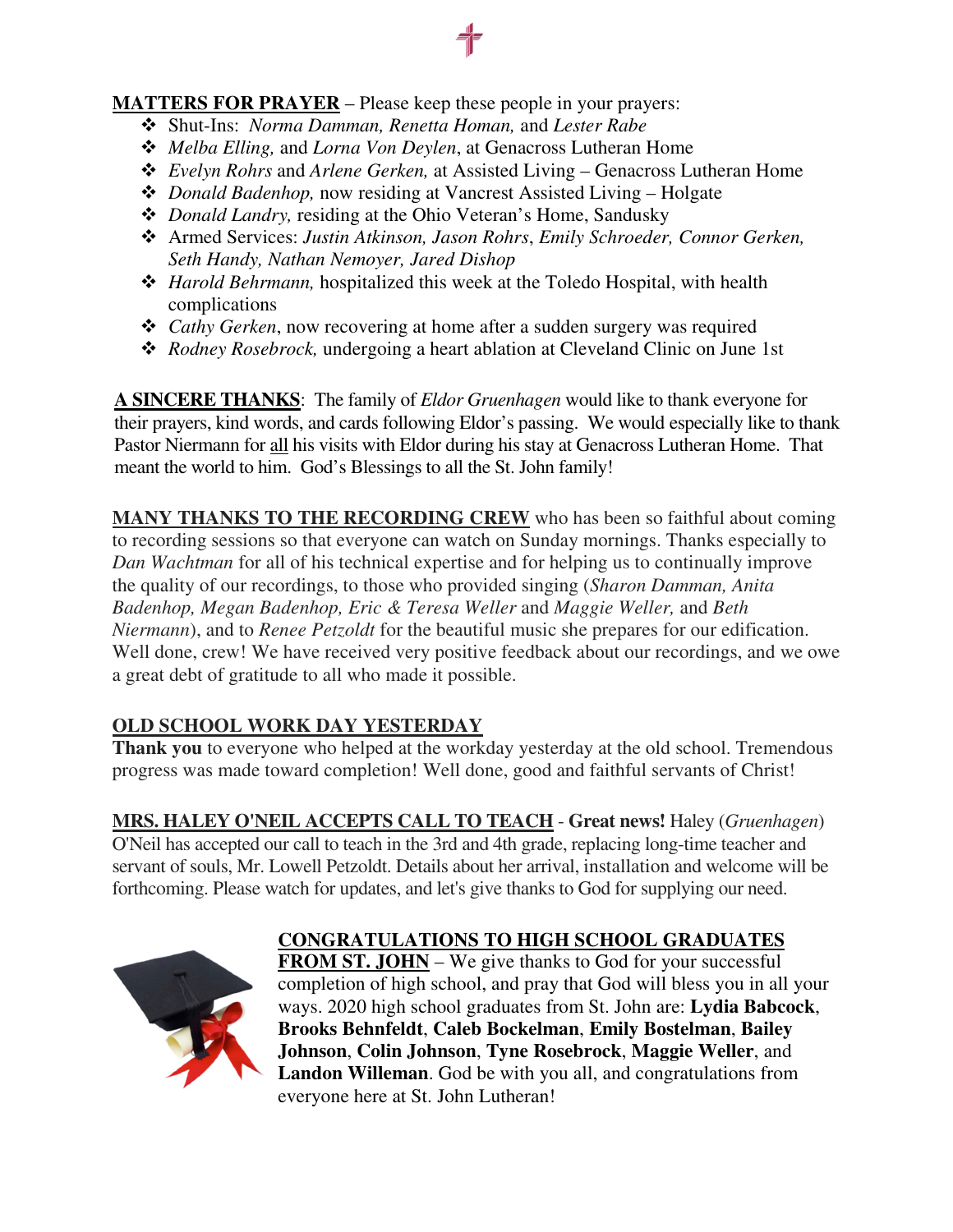**MATTERS FOR PRAYER** – Please keep these people in your prayers:

- Shut-Ins: *Norma Damman, Renetta Homan,* and *Lester Rabe*
- *Melba Elling,* and *Lorna Von Deylen*, at Genacross Lutheran Home
- *Evelyn Rohrs* and *Arlene Gerken,* at Assisted Living – Genacross Lutheran Home
- *Donald Badenhop,* now residing at Vancrest Assisted Living – Holgate
- *Donald Landry,* residing at the Ohio Veteran's Home, Sandusky
- Armed Services: *Justin Atkinson, Jason Rohrs*, *Emily Schroeder, Connor Gerken, Seth Handy, Nathan Nemoyer, Jared Dishop*
- *Harold Behrmann,* hospitalized this week at the Toledo Hospital, with health complications
- *Cathy Gerken*, now recovering at home after a sudden surgery was required
- *Rodney Rosebrock,* undergoing a heart ablation at Cleveland Clinic on June 1st

**A SINCERE THANKS**: The family of *Eldor Gruenhagen* would like to thank everyone for their prayers, kind words, and cards following Eldor's passing. We would especially like to thank Pastor Niermann for all his visits with Eldor during his stay at Genacross Lutheran Home. That meant the world to him. God's Blessings to all the St. John family!

**MANY THANKS TO THE RECORDING CREW** who has been so faithful about coming to recording sessions so that everyone can watch on Sunday mornings. Thanks especially to *Dan Wachtman* for all of his technical expertise and for helping us to continually improve the quality of our recordings, to those who provided singing (*Sharon Damman, Anita Badenhop, Megan Badenhop, Eric & Teresa Weller* and *Maggie Weller,* and *Beth Niermann*), and to *Renee Petzoldt* for the beautiful music she prepares for our edification. Well done, crew! We have received very positive feedback about our recordings, and we owe a great debt of gratitude to all who made it possible.

**OLD SCHOOL WORK DAY YESTERDAY**

**Thank you** to everyone who helped at the workday yesterday at the old school. Tremendous progress was made toward completion! Well done, good and faithful servants of Christ!

**MRS. HALEY O'NEIL ACCEPTS CALL TO TEACH** - **Great news!** Haley (*Gruenhagen*) O'Neil has accepted our call to teach in the 3rd and 4th grade, replacing long-time teacher and servant of souls, Mr. Lowell Petzoldt. Details about her arrival, installation and welcome will be forthcoming. Please watch for updates, and let's give thanks to God for supplying our need.

**CONGRATULATIONS TO HIGH SCHOOL GRADUATES FROM ST. JOHN** – We give thanks to God for your successful completion of high school, and pray that God will bless you in all your ways. 2020 high school graduates from St. John are: **Lydia Babcock**, **Brooks Behnfeldt**, **Caleb Bockelman**, **Emily Bostelman**, **Bailey Johnson**, **Colin Johnson**, **Tyne Rosebrock**, **Maggie Weller**, and **Landon Willeman**. God be with you all, and congratulations from everyone here at St. John Lutheran!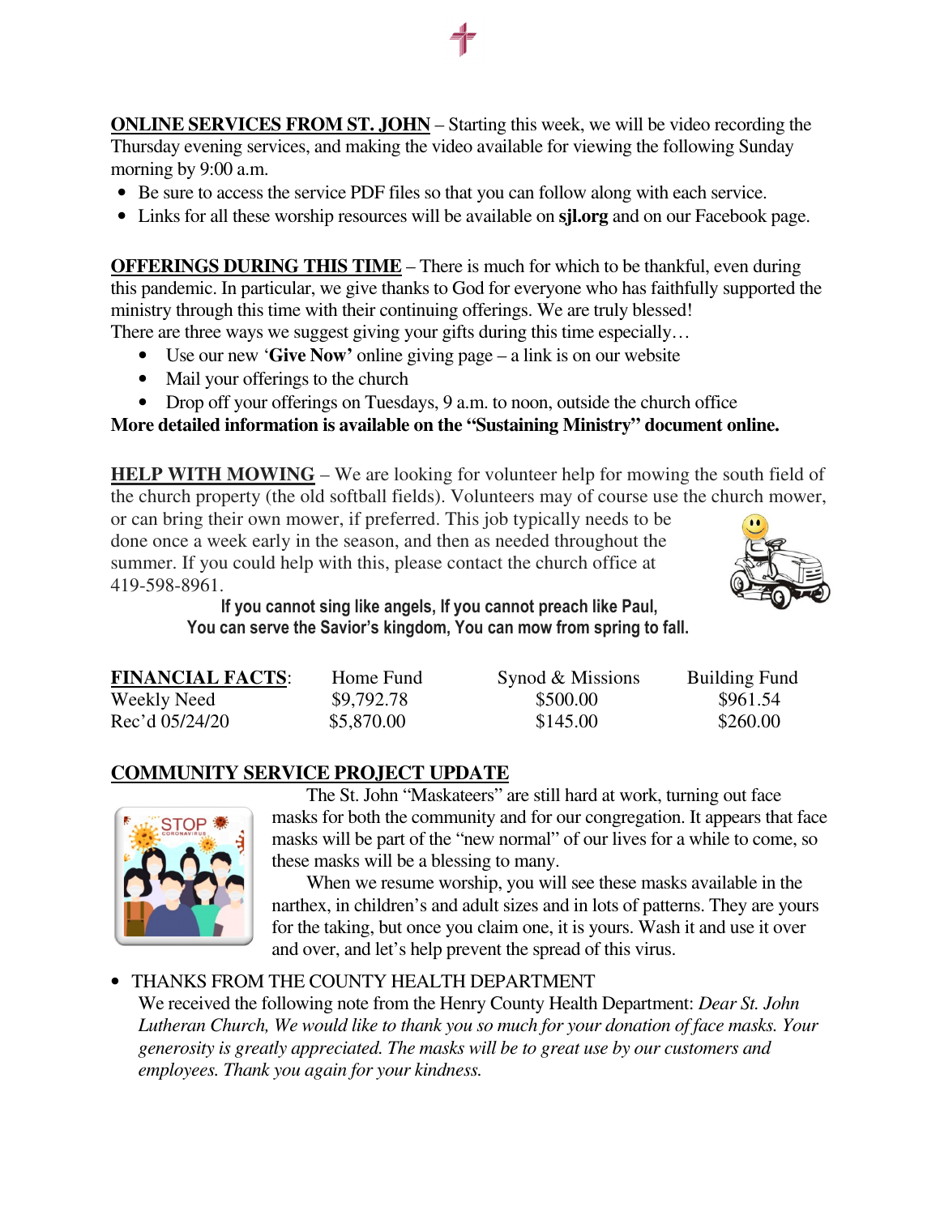**ONLINE SERVICES FROM ST. JOHN** – Starting this week, we will be video recording the Thursday evening services, and making the video available for viewing the following Sunday morning by 9:00 a.m.

- Be sure to access the service PDF files so that you can follow along with each service.
- Links for all these worship resources will be available on **sjl.org** and on our Facebook page.

**OFFERINGS DURING THIS TIME** – There is much for which to be thankful, even during this pandemic. In particular, we give thanks to God for everyone who has faithfully supported the ministry through this time with their continuing offerings. We are truly blessed!
There are three ways we suggest giving your gifts during this time especially…

- Use our new '**Give Now**' online giving page – a link is on our website
- Mail your offerings to the church
- Drop off your offerings on Tuesdays, 9 a.m. to noon, outside the church office

**More detailed information is available on the "Sustaining Ministry" document online.**

**HELP WITH MOWING** – We are looking for volunteer help for mowing the south field of the church property (the old softball fields). Volunteers may of course use the church mower, or can bring their own mower, if preferred. This job typically needs to be done once a week early in the season, and then as needed throughout the summer. If you could help with this, please contact the church office at 419-598-8961.

**If you cannot sing like angels, If you cannot preach like Paul,
You can serve the Savior's kingdom, You can mow from spring to fall.**

| **FINANCIAL FACTS**: | Home Fund | Synod & Missions | Building Fund |
|---|---|---|---|
| Weekly Need | $9,792.78 | $500.00 | $961.54 |
| Rec'd 05/24/20 | $5,870.00 | $145.00 | $260.00 |

**COMMUNITY SERVICE PROJECT UPDATE**

The St. John "Maskateers" are still hard at work, turning out face masks for both the community and for our congregation. It appears that face masks will be part of the "new normal" of our lives for a while to come, so these masks will be a blessing to many.

When we resume worship, you will see these masks available in the narthex, in children's and adult sizes and in lots of patterns. They are yours for the taking, but once you claim one, it is yours. Wash it and use it over and over, and let's help prevent the spread of this virus.

- THANKS FROM THE COUNTY HEALTH DEPARTMENT
  We received the following note from the Henry County Health Department: *Dear St. John Lutheran Church, We would like to thank you so much for your donation of face masks. Your generosity is greatly appreciated. The masks will be to great use by our customers and employees. Thank you again for your kindness.*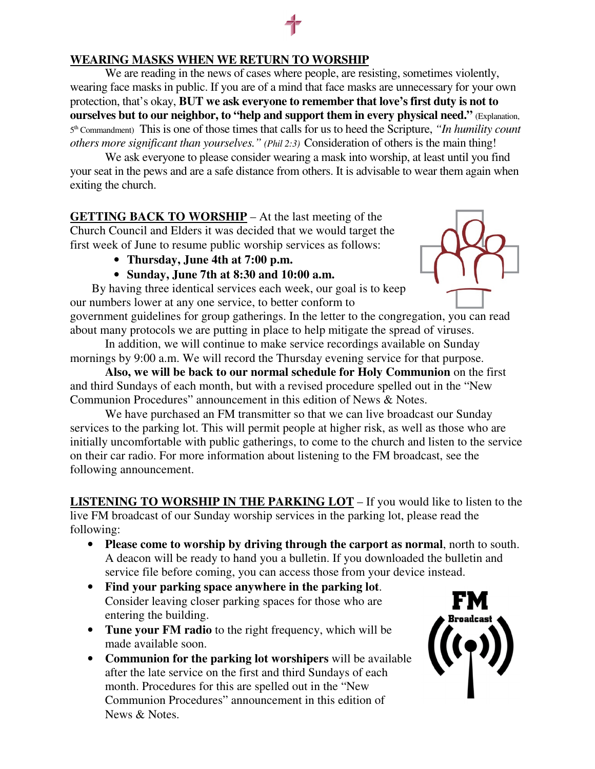## WEARING MASKS WHEN WE RETURN TO WORSHIP

We are reading in the news of cases where people, are resisting, sometimes violently, wearing face masks in public. If you are of a mind that face masks are unnecessary for your own protection, that's okay, **BUT we ask everyone to remember that love's first duty is not to ourselves but to our neighbor, to "help and support them in every physical need."** (Explanation, 5th Commandment) This is one of those times that calls for us to heed the Scripture, *"In humility count others more significant than yourselves." (Phil 2:3)* Consideration of others is the main thing!

We ask everyone to please consider wearing a mask into worship, at least until you find your seat in the pews and are a safe distance from others. It is advisable to wear them again when exiting the church.

**GETTING BACK TO WORSHIP** – At the last meeting of the Church Council and Elders it was decided that we would target the first week of June to resume public worship services as follows:

- **Thursday, June 4th at 7:00 p.m.**
- **Sunday, June 7th at 8:30 and 10:00 a.m.**

By having three identical services each week, our goal is to keep our numbers lower at any one service, to better conform to government guidelines for group gatherings. In the letter to the congregation, you can read about many protocols we are putting in place to help mitigate the spread of viruses.

In addition, we will continue to make service recordings available on Sunday mornings by 9:00 a.m. We will record the Thursday evening service for that purpose.

**Also, we will be back to our normal schedule for Holy Communion** on the first and third Sundays of each month, but with a revised procedure spelled out in the "New Communion Procedures" announcement in this edition of News & Notes.

We have purchased an FM transmitter so that we can live broadcast our Sunday services to the parking lot. This will permit people at higher risk, as well as those who are initially uncomfortable with public gatherings, to come to the church and listen to the service on their car radio. For more information about listening to the FM broadcast, see the following announcement.

**LISTENING TO WORSHIP IN THE PARKING LOT** – If you would like to listen to the live FM broadcast of our Sunday worship services in the parking lot, please read the following:

- **Please come to worship by driving through the carport as normal**, north to south. A deacon will be ready to hand you a bulletin. If you downloaded the bulletin and service file before coming, you can access those from your device instead.
- **Find your parking space anywhere in the parking lot**. Consider leaving closer parking spaces for those who are entering the building.
- **Tune your FM radio** to the right frequency, which will be made available soon.
- **Communion for the parking lot worshipers** will be available after the late service on the first and third Sundays of each month. Procedures for this are spelled out in the "New Communion Procedures" announcement in this edition of News & Notes.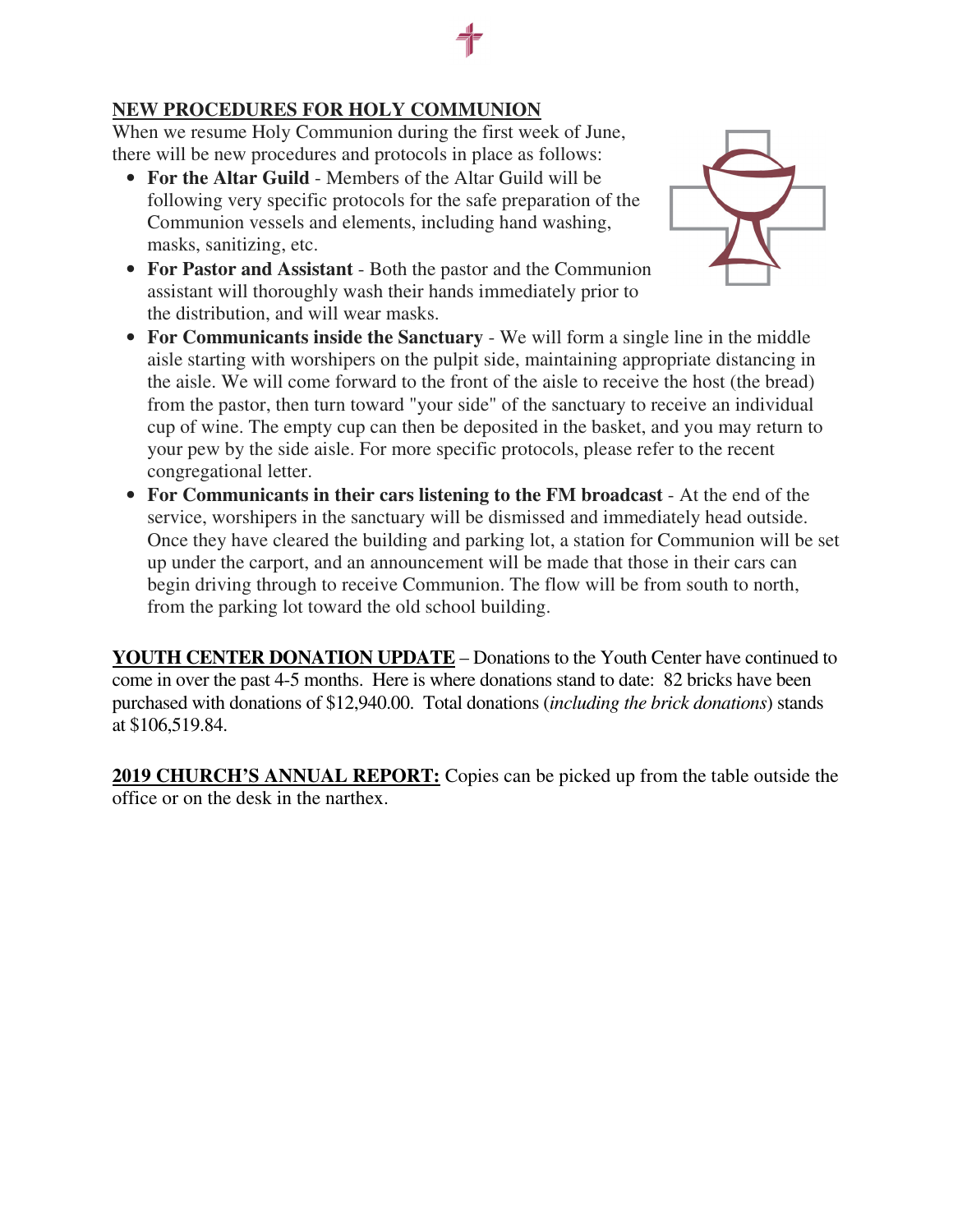## NEW PROCEDURES FOR HOLY COMMUNION

When we resume Holy Communion during the first week of June, there will be new procedures and protocols in place as follows:

- **For the Altar Guild** - Members of the Altar Guild will be following very specific protocols for the safe preparation of the Communion vessels and elements, including hand washing, masks, sanitizing, etc.
- **For Pastor and Assistant** - Both the pastor and the Communion assistant will thoroughly wash their hands immediately prior to the distribution, and will wear masks.
- **For Communicants inside the Sanctuary** - We will form a single line in the middle aisle starting with worshipers on the pulpit side, maintaining appropriate distancing in the aisle. We will come forward to the front of the aisle to receive the host (the bread) from the pastor, then turn toward "your side" of the sanctuary to receive an individual cup of wine. The empty cup can then be deposited in the basket, and you may return to your pew by the side aisle. For more specific protocols, please refer to the recent congregational letter.
- **For Communicants in their cars listening to the FM broadcast** - At the end of the service, worshipers in the sanctuary will be dismissed and immediately head outside. Once they have cleared the building and parking lot, a station for Communion will be set up under the carport, and an announcement will be made that those in their cars can begin driving through to receive Communion. The flow will be from south to north, from the parking lot toward the old school building.

**YOUTH CENTER DONATION UPDATE** – Donations to the Youth Center have continued to come in over the past 4-5 months. Here is where donations stand to date: 82 bricks have been purchased with donations of $12,940.00. Total donations (*including the brick donations*) stands at $106,519.84.

**2019 CHURCH'S ANNUAL REPORT:** Copies can be picked up from the table outside the office or on the desk in the narthex.